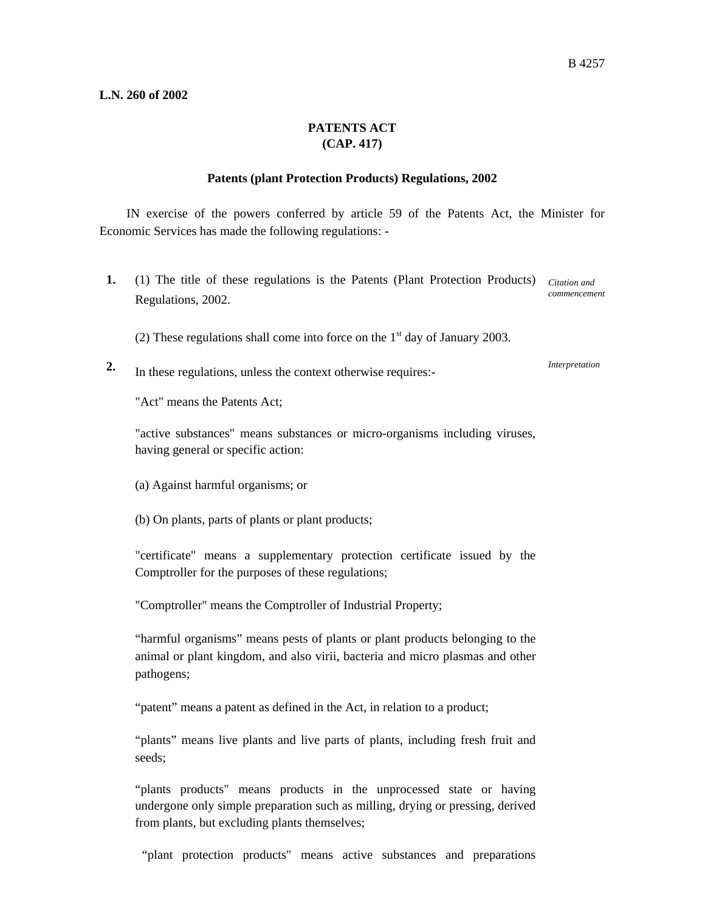**L.N. 260 of 2002**

**PATENTS ACT**
**(CAP. 417)**

**Patents (plant Protection Products) Regulations, 2002**

IN exercise of the powers conferred by article 59 of the Patents Act, the Minister for Economic Services has made the following regulations: -

**1.** (1) The title of these regulations is the Patents (Plant Protection Products) Regulations, 2002. *Citation and commencement*

(2) These regulations shall come into force on the 1st day of January 2003.

**2.** In these regulations, unless the context otherwise requires:- *Interpretation*

"Act" means the Patents Act;

"active substances" means substances or micro-organisms including viruses, having general or specific action:

(a) Against harmful organisms; or

(b) On plants, parts of plants or plant products;

"certificate" means a supplementary protection certificate issued by the Comptroller for the purposes of these regulations;

"Comptroller" means the Comptroller of Industrial Property;

"harmful organisms" means pests of plants or plant products belonging to the animal or plant kingdom, and also virii, bacteria and micro plasmas and other pathogens;

"patent" means a patent as defined in the Act, in relation to a product;

"plants" means live plants and live parts of plants, including fresh fruit and seeds;

"plants products" means products in the unprocessed state or having undergone only simple preparation such as milling, drying or pressing, derived from plants, but excluding plants themselves;

"plant protection products" means active substances and preparations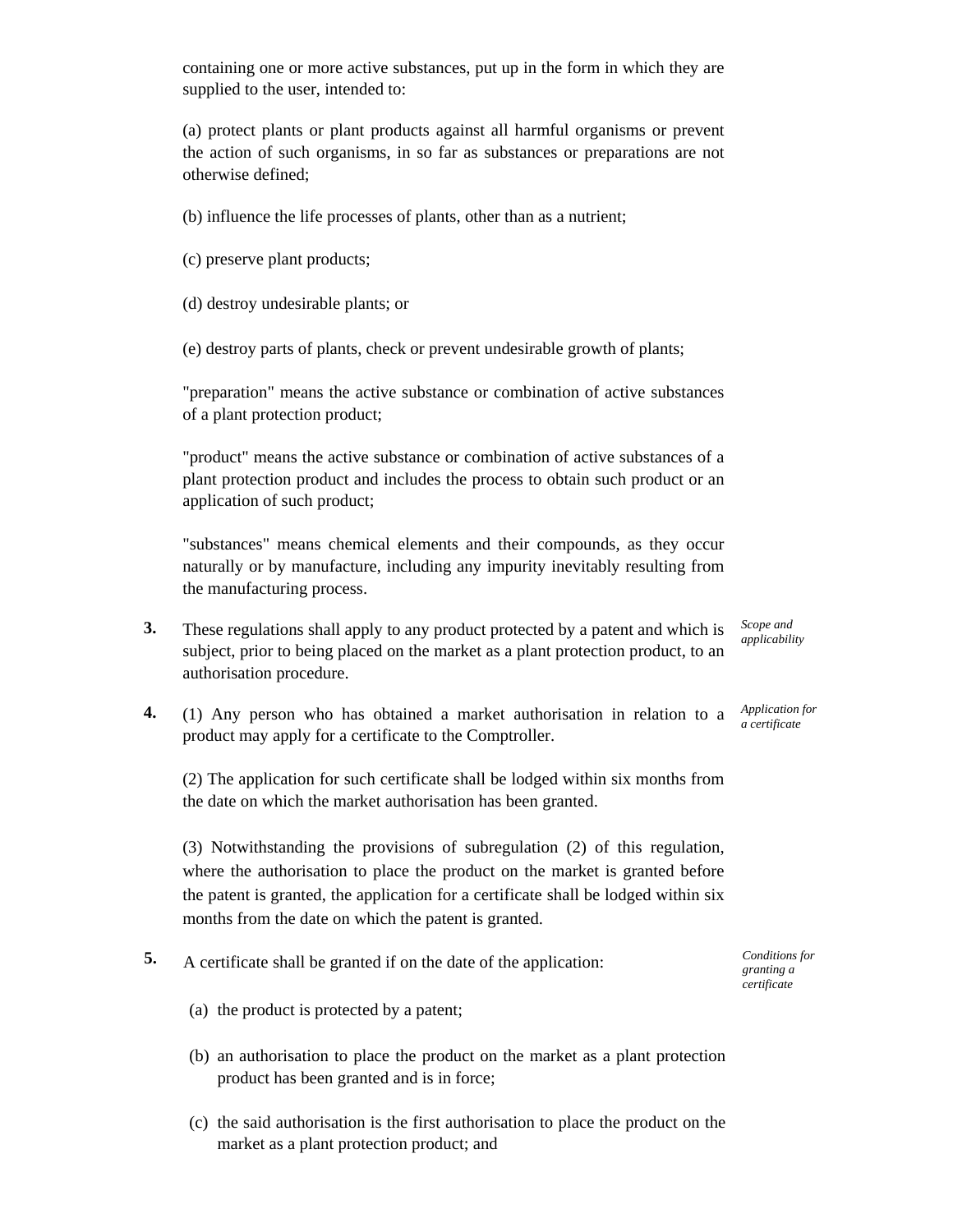containing one or more active substances, put up in the form in which they are supplied to the user, intended to:

(a) protect plants or plant products against all harmful organisms or prevent the action of such organisms, in so far as substances or preparations are not otherwise defined;

(b) influence the life processes of plants, other than as a nutrient;

(c) preserve plant products;

(d) destroy undesirable plants; or

(e) destroy parts of plants, check or prevent undesirable growth of plants;

"preparation" means the active substance or combination of active substances of a plant protection product;

"product" means the active substance or combination of active substances of a plant protection product and includes the process to obtain such product or an application of such product;

"substances" means chemical elements and their compounds, as they occur naturally or by manufacture, including any impurity inevitably resulting from the manufacturing process.

**3.** *Scope and applicability*

These regulations shall apply to any product protected by a patent and which is subject, prior to being placed on the market as a plant protection product, to an authorisation procedure.

**4.** *Application for a certificate*

(1) Any person who has obtained a market authorisation in relation to a product may apply for a certificate to the Comptroller.

(2) The application for such certificate shall be lodged within six months from the date on which the market authorisation has been granted.

(3) Notwithstanding the provisions of subregulation (2) of this regulation, where the authorisation to place the product on the market is granted before the patent is granted, the application for a certificate shall be lodged within six months from the date on which the patent is granted.

**5.** *Conditions for granting a certificate*

A certificate shall be granted if on the date of the application:

(a) the product is protected by a patent;

(b) an authorisation to place the product on the market as a plant protection product has been granted and is in force;

(c) the said authorisation is the first authorisation to place the product on the market as a plant protection product; and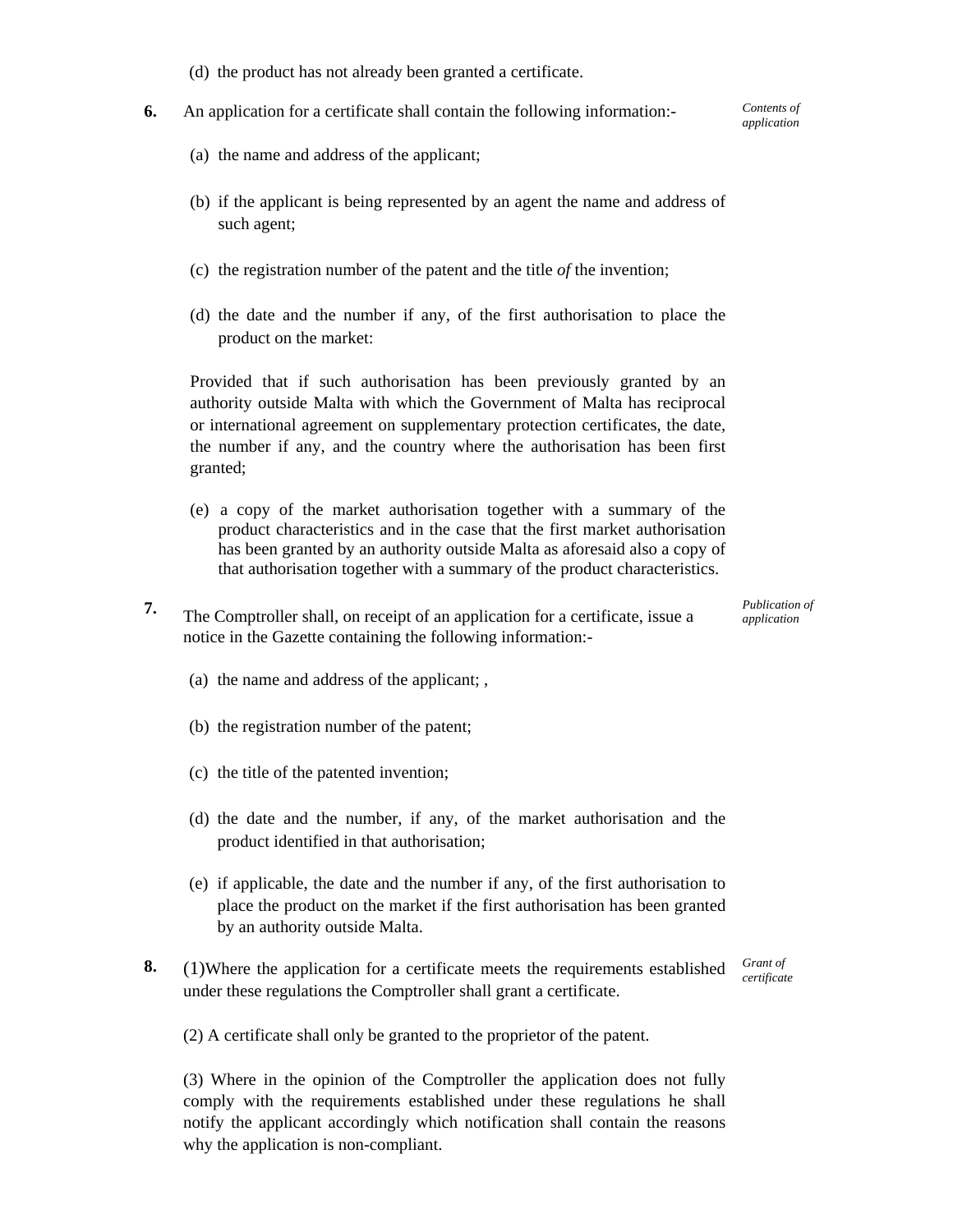(d) the product has not already been granted a certificate.

**6.** An application for a certificate shall contain the following information:- *Contents of application*

(a) the name and address of the applicant;

(b) if the applicant is being represented by an agent the name and address of such agent;

(c) the registration number of the patent and the title *of* the invention;

(d) the date and the number if any, of the first authorisation to place the product on the market:

Provided that if such authorisation has been previously granted by an authority outside Malta with which the Government of Malta has reciprocal or international agreement on supplementary protection certificates, the date, the number if any, and the country where the authorisation has been first granted;

(e) a copy of the market authorisation together with a summary of the product characteristics and in the case that the first market authorisation has been granted by an authority outside Malta as aforesaid also a copy of that authorisation together with a summary of the product characteristics.

**7.** The Comptroller shall, on receipt of an application for a certificate, issue a notice in the Gazette containing the following information:- *Publication of application*

(a) the name and address of the applicant; ,

(b) the registration number of the patent;

(c) the title of the patented invention;

(d) the date and the number, if any, of the market authorisation and the product identified in that authorisation;

(e) if applicable, the date and the number if any, of the first authorisation to place the product on the market if the first authorisation has been granted by an authority outside Malta.

**8.** (1)Where the application for a certificate meets the requirements established under these regulations the Comptroller shall grant a certificate. *Grant of certificate*

(2) A certificate shall only be granted to the proprietor of the patent.

(3) Where in the opinion of the Comptroller the application does not fully comply with the requirements established under these regulations he shall notify the applicant accordingly which notification shall contain the reasons why the application is non-compliant.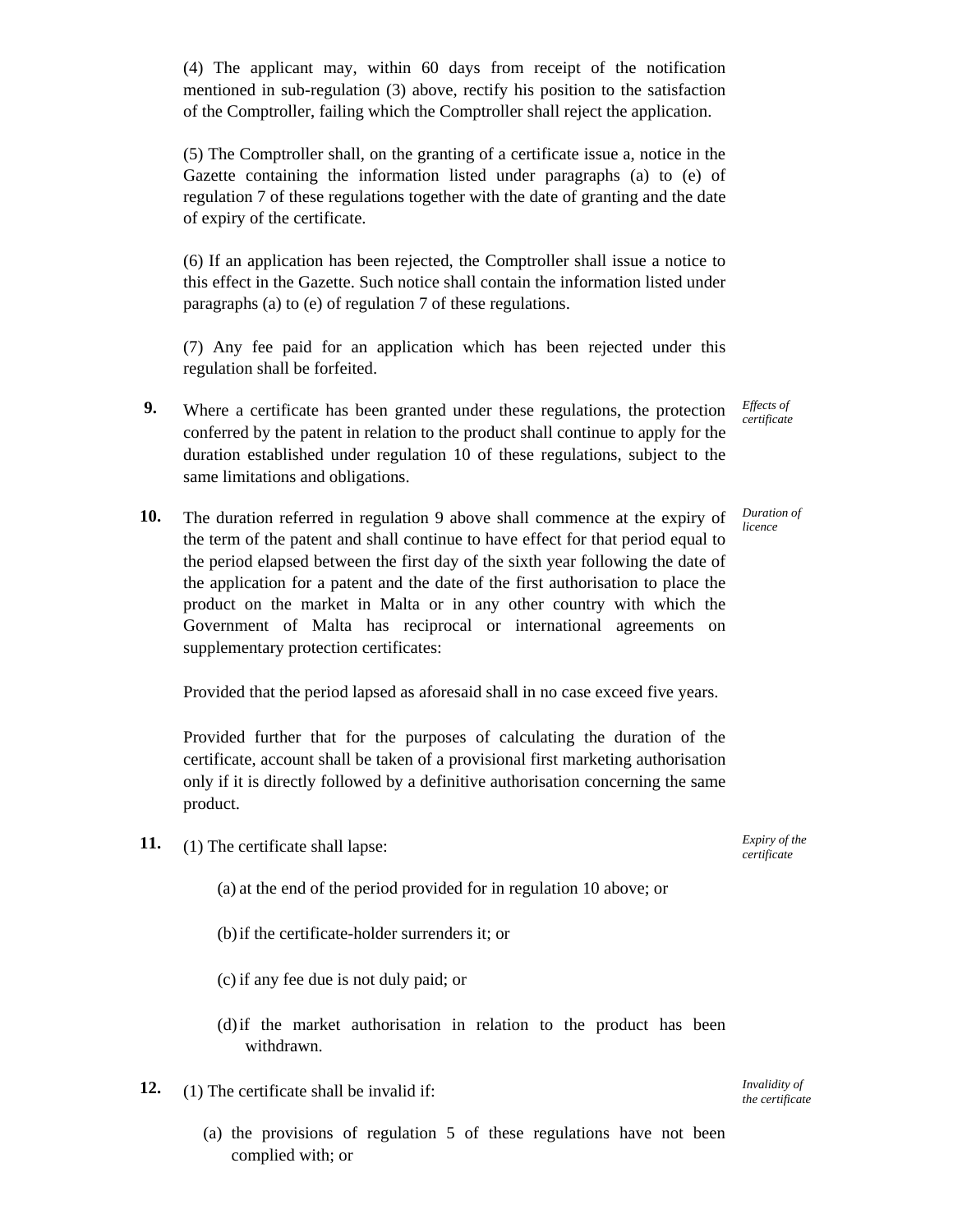(4) The applicant may, within 60 days from receipt of the notification mentioned in sub-regulation (3) above, rectify his position to the satisfaction of the Comptroller, failing which the Comptroller shall reject the application.

(5) The Comptroller shall, on the granting of a certificate issue a, notice in the Gazette containing the information listed under paragraphs (a) to (e) of regulation 7 of these regulations together with the date of granting and the date of expiry of the certificate.

(6) If an application has been rejected, the Comptroller shall issue a notice to this effect in the Gazette. Such notice shall contain the information listed under paragraphs (a) to (e) of regulation 7 of these regulations.

(7) Any fee paid for an application which has been rejected under this regulation shall be forfeited.

**9.** *Effects of certificate*

Where a certificate has been granted under these regulations, the protection conferred by the patent in relation to the product shall continue to apply for the duration established under regulation 10 of these regulations, subject to the same limitations and obligations.

**10.** *Duration of licence*

The duration referred in regulation 9 above shall commence at the expiry of the term of the patent and shall continue to have effect for that period equal to the period elapsed between the first day of the sixth year following the date of the application for a patent and the date of the first authorisation to place the product on the market in Malta or in any other country with which the Government of Malta has reciprocal or international agreements on supplementary protection certificates:

Provided that the period lapsed as aforesaid shall in no case exceed five years.

Provided further that for the purposes of calculating the duration of the certificate, account shall be taken of a provisional first marketing authorisation only if it is directly followed by a definitive authorisation concerning the same product.

**11.** *Expiry of the certificate*

(1) The certificate shall lapse:

(a) at the end of the period provided for in regulation 10 above; or

(b) if the certificate-holder surrenders it; or

(c) if any fee due is not duly paid; or

(d) if the market authorisation in relation to the product has been withdrawn.

**12.** *Invalidity of the certificate*

(1) The certificate shall be invalid if:

(a) the provisions of regulation 5 of these regulations have not been complied with; or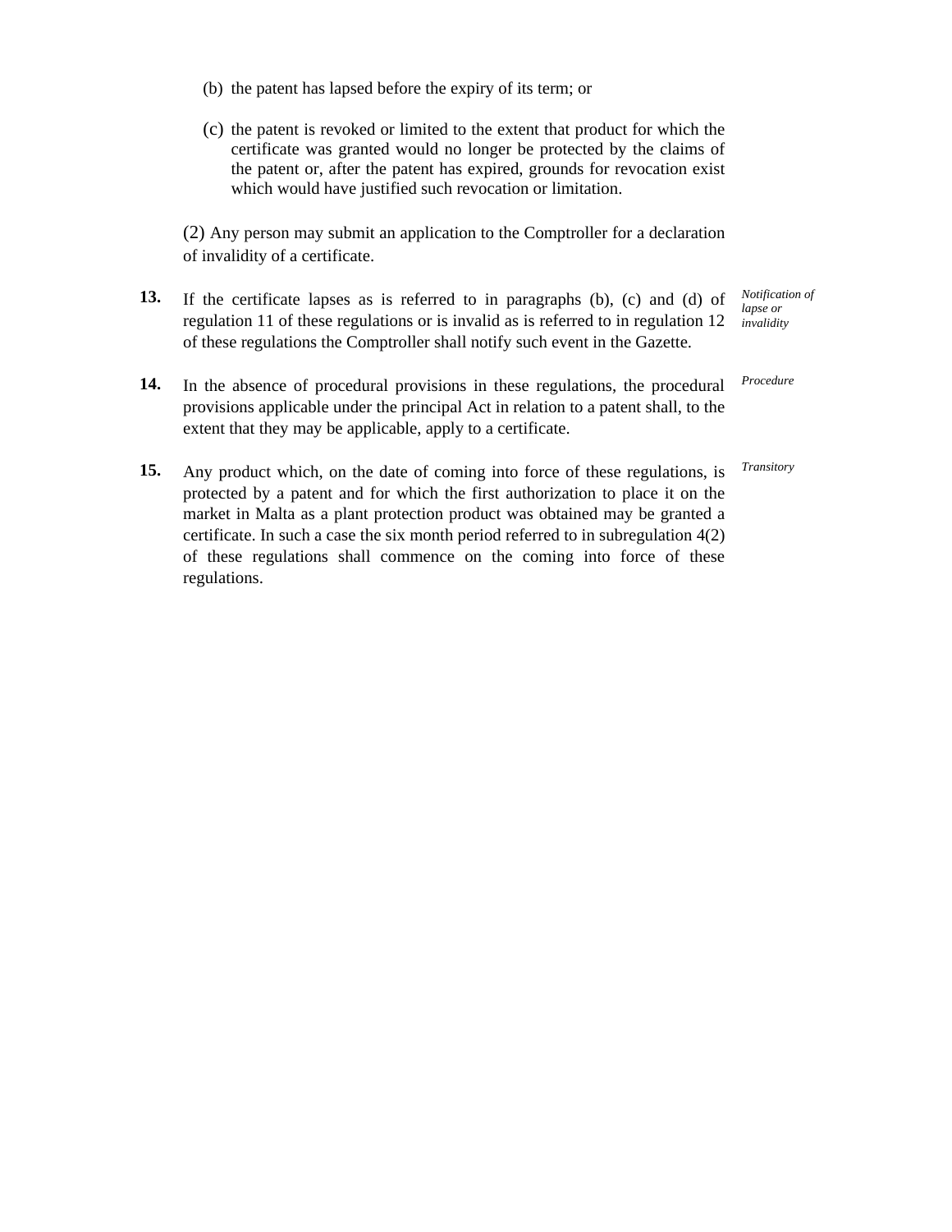(b) the patent has lapsed before the expiry of its term; or

(c) the patent is revoked or limited to the extent that product for which the certificate was granted would no longer be protected by the claims of the patent or, after the patent has expired, grounds for revocation exist which would have justified such revocation or limitation.

(2) Any person may submit an application to the Comptroller for a declaration of invalidity of a certificate.

*Notification of lapse or invalidity*

**13.** If the certificate lapses as is referred to in paragraphs (b), (c) and (d) of regulation 11 of these regulations or is invalid as is referred to in regulation 12 of these regulations the Comptroller shall notify such event in the Gazette.

*Procedure*

**14.** In the absence of procedural provisions in these regulations, the procedural provisions applicable under the principal Act in relation to a patent shall, to the extent that they may be applicable, apply to a certificate.

*Transitory*

**15.** Any product which, on the date of coming into force of these regulations, is protected by a patent and for which the first authorization to place it on the market in Malta as a plant protection product was obtained may be granted a certificate. In such a case the six month period referred to in subregulation 4(2) of these regulations shall commence on the coming into force of these regulations.